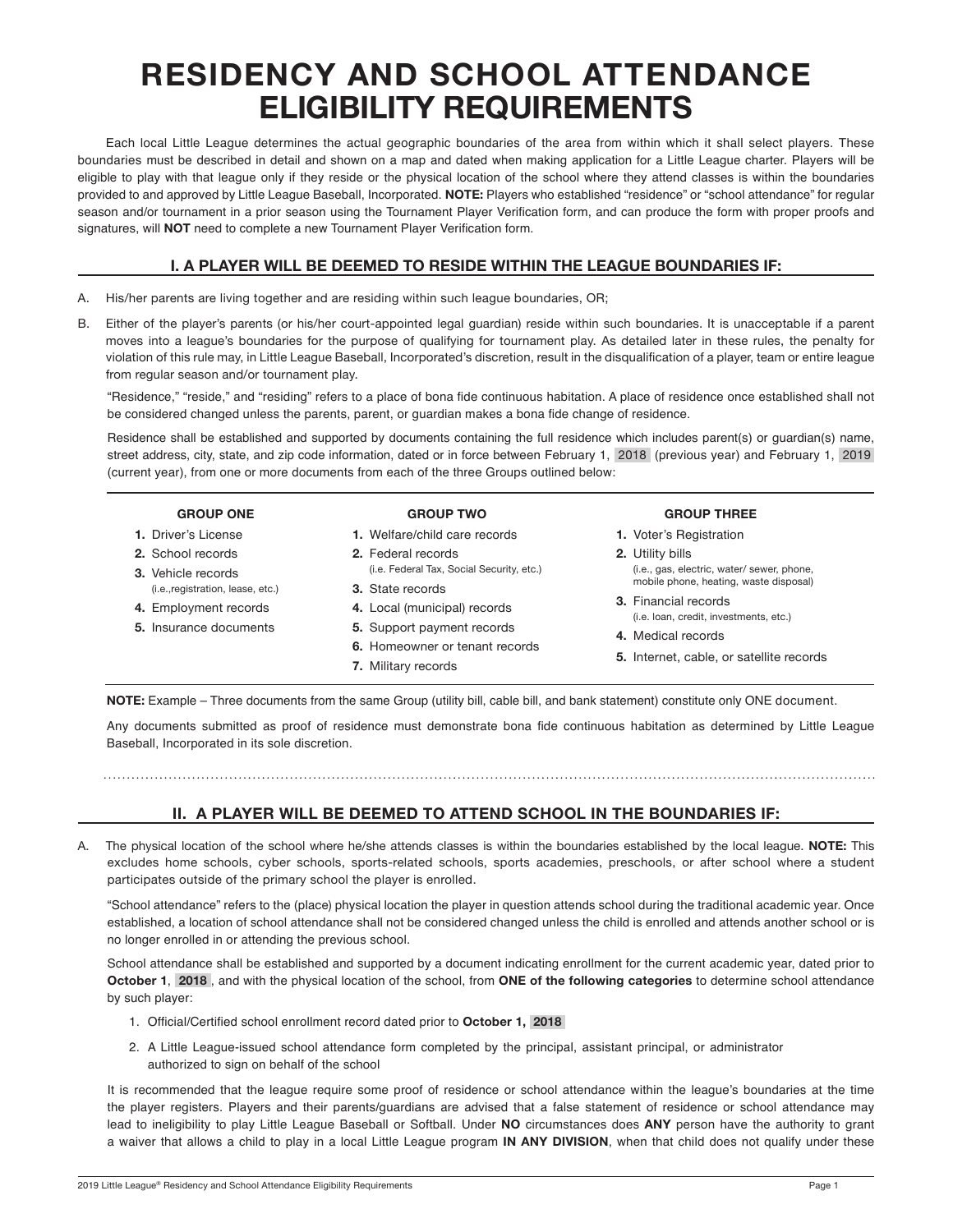# RESIDENCY AND SCHOOL ATTENDANCE ELIGIBILITY REQUIREMENTS

Each local Little League determines the actual geographic boundaries of the area from within which it shall select players. These boundaries must be described in detail and shown on a map and dated when making application for a Little League charter. Players will be eligible to play with that league only if they reside or the physical location of the school where they attend classes is within the boundaries provided to and approved by Little League Baseball, Incorporated. **NOTE:** Players who established "residence" or "school attendance" for regular season and/or tournament in a prior season using the Tournament Player Verification form, and can produce the form with proper proofs and signatures, will **NOT** need to complete a new Tournament Player Verification form.

## I. A PLAYER WILL BE DEEMED TO RESIDE WITHIN THE LEAGUE BOUNDARIES IF:

A. His/her parents are living together and are residing within such league boundaries, OR;

B. Either of the player's parents (or his/her court-appointed legal guardian) reside within such boundaries. It is unacceptable if a parent moves into a league's boundaries for the purpose of qualifying for tournament play. As detailed later in these rules, the penalty for violation of this rule may, in Little League Baseball, Incorporated's discretion, result in the disqualification of a player, team or entire league from regular season and/or tournament play.

"Residence," "reside," and "residing" refers to a place of bona fide continuous habitation. A place of residence once established shall not be considered changed unless the parents, parent, or guardian makes a bona fide change of residence.

Residence shall be established and supported by documents containing the full residence which includes parent(s) or guardian(s) name, street address, city, state, and zip code information, dated or in force between February 1, 2018 (previous year) and February 1, 2019 (current year), from one or more documents from each of the three Groups outlined below:

**GROUP ONE**
1. Driver's License
2. School records
3. Vehicle records (i.e.,registration, lease, etc.)
4. Employment records
5. Insurance documents

**GROUP TWO**
1. Welfare/child care records
2. Federal records (i.e. Federal Tax, Social Security, etc.)
3. State records
4. Local (municipal) records
5. Support payment records
6. Homeowner or tenant records
7. Military records

**GROUP THREE**
1. Voter's Registration
2. Utility bills (i.e., gas, electric, water/ sewer, phone, mobile phone, heating, waste disposal)
3. Financial records (i.e. loan, credit, investments, etc.)
4. Medical records
5. Internet, cable, or satellite records

**NOTE:** Example – Three documents from the same Group (utility bill, cable bill, and bank statement) constitute only ONE document.

Any documents submitted as proof of residence must demonstrate bona fide continuous habitation as determined by Little League Baseball, Incorporated in its sole discretion.

## II. A PLAYER WILL BE DEEMED TO ATTEND SCHOOL IN THE BOUNDARIES IF:

A. The physical location of the school where he/she attends classes is within the boundaries established by the local league. **NOTE:** This excludes home schools, cyber schools, sports-related schools, sports academies, preschools, or after school where a student participates outside of the primary school the player is enrolled.

"School attendance" refers to the (place) physical location the player in question attends school during the traditional academic year. Once established, a location of school attendance shall not be considered changed unless the child is enrolled and attends another school or is no longer enrolled in or attending the previous school.

School attendance shall be established and supported by a document indicating enrollment for the current academic year, dated prior to **October 1**, **2018**, and with the physical location of the school, from **ONE of the following categories** to determine school attendance by such player:

1. Official/Certified school enrollment record dated prior to **October 1, 2018**
2. A Little League-issued school attendance form completed by the principal, assistant principal, or administrator authorized to sign on behalf of the school

It is recommended that the league require some proof of residence or school attendance within the league's boundaries at the time the player registers. Players and their parents/guardians are advised that a false statement of residence or school attendance may lead to ineligibility to play Little League Baseball or Softball. Under **NO** circumstances does **ANY** person have the authority to grant a waiver that allows a child to play in a local Little League program **IN ANY DIVISION**, when that child does not qualify under these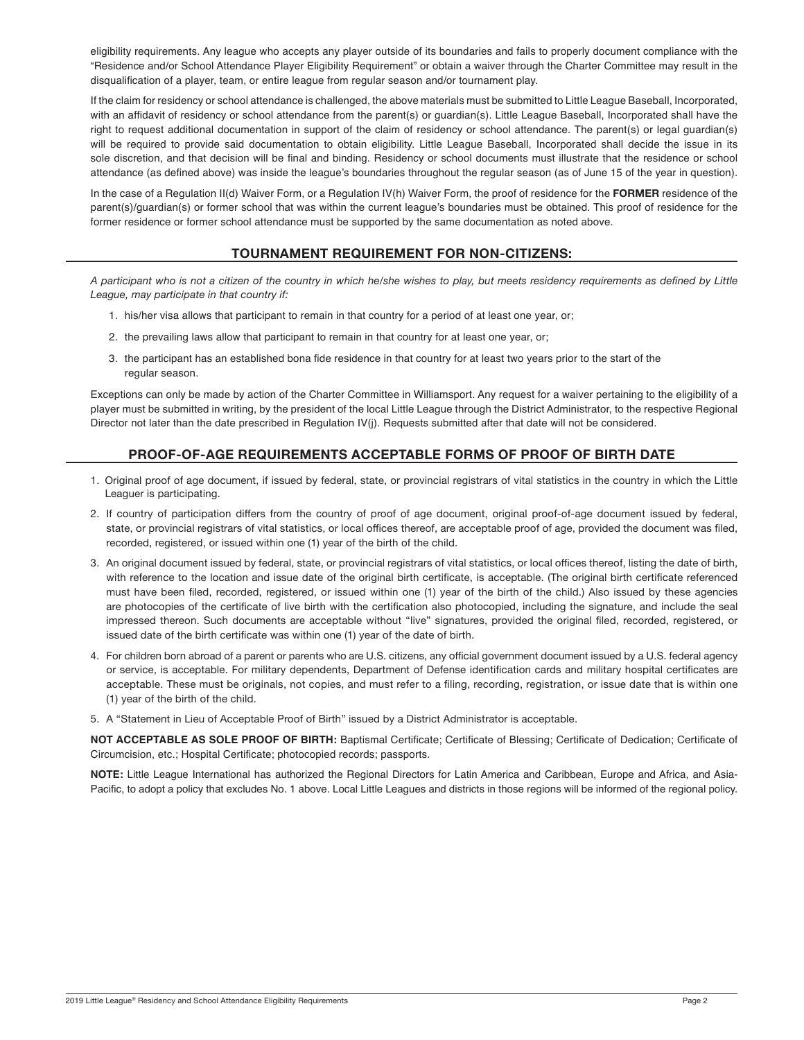eligibility requirements. Any league who accepts any player outside of its boundaries and fails to properly document compliance with the "Residence and/or School Attendance Player Eligibility Requirement" or obtain a waiver through the Charter Committee may result in the disqualification of a player, team, or entire league from regular season and/or tournament play.

If the claim for residency or school attendance is challenged, the above materials must be submitted to Little League Baseball, Incorporated, with an affidavit of residency or school attendance from the parent(s) or guardian(s). Little League Baseball, Incorporated shall have the right to request additional documentation in support of the claim of residency or school attendance. The parent(s) or legal guardian(s) will be required to provide said documentation to obtain eligibility. Little League Baseball, Incorporated shall decide the issue in its sole discretion, and that decision will be final and binding. Residency or school documents must illustrate that the residence or school attendance (as defined above) was inside the league's boundaries throughout the regular season (as of June 15 of the year in question).

In the case of a Regulation II(d) Waiver Form, or a Regulation IV(h) Waiver Form, the proof of residence for the **FORMER** residence of the parent(s)/guardian(s) or former school that was within the current league's boundaries must be obtained. This proof of residence for the former residence or former school attendance must be supported by the same documentation as noted above.

## TOURNAMENT REQUIREMENT FOR NON-CITIZENS:

*A participant who is not a citizen of the country in which he/she wishes to play, but meets residency requirements as defined by Little League, may participate in that country if:*

1. his/her visa allows that participant to remain in that country for a period of at least one year, or;
2. the prevailing laws allow that participant to remain in that country for at least one year, or;
3. the participant has an established bona fide residence in that country for at least two years prior to the start of the regular season.

Exceptions can only be made by action of the Charter Committee in Williamsport. Any request for a waiver pertaining to the eligibility of a player must be submitted in writing, by the president of the local Little League through the District Administrator, to the respective Regional Director not later than the date prescribed in Regulation IV(j). Requests submitted after that date will not be considered.

## PROOF-OF-AGE REQUIREMENTS ACCEPTABLE FORMS OF PROOF OF BIRTH DATE

1. Original proof of age document, if issued by federal, state, or provincial registrars of vital statistics in the country in which the Little Leaguer is participating.
2. If country of participation differs from the country of proof of age document, original proof-of-age document issued by federal, state, or provincial registrars of vital statistics, or local offices thereof, are acceptable proof of age, provided the document was filed, recorded, registered, or issued within one (1) year of the birth of the child.
3. An original document issued by federal, state, or provincial registrars of vital statistics, or local offices thereof, listing the date of birth, with reference to the location and issue date of the original birth certificate, is acceptable. (The original birth certificate referenced must have been filed, recorded, registered, or issued within one (1) year of the birth of the child.) Also issued by these agencies are photocopies of the certificate of live birth with the certification also photocopied, including the signature, and include the seal impressed thereon. Such documents are acceptable without "live" signatures, provided the original filed, recorded, registered, or issued date of the birth certificate was within one (1) year of the date of birth.
4. For children born abroad of a parent or parents who are U.S. citizens, any official government document issued by a U.S. federal agency or service, is acceptable. For military dependents, Department of Defense identification cards and military hospital certificates are acceptable. These must be originals, not copies, and must refer to a filing, recording, registration, or issue date that is within one (1) year of the birth of the child.
5. A "Statement in Lieu of Acceptable Proof of Birth" issued by a District Administrator is acceptable.

**NOT ACCEPTABLE AS SOLE PROOF OF BIRTH:** Baptismal Certificate; Certificate of Blessing; Certificate of Dedication; Certificate of Circumcision, etc.; Hospital Certificate; photocopied records; passports.

**NOTE:** Little League International has authorized the Regional Directors for Latin America and Caribbean, Europe and Africa, and Asia-Pacific, to adopt a policy that excludes No. 1 above. Local Little Leagues and districts in those regions will be informed of the regional policy.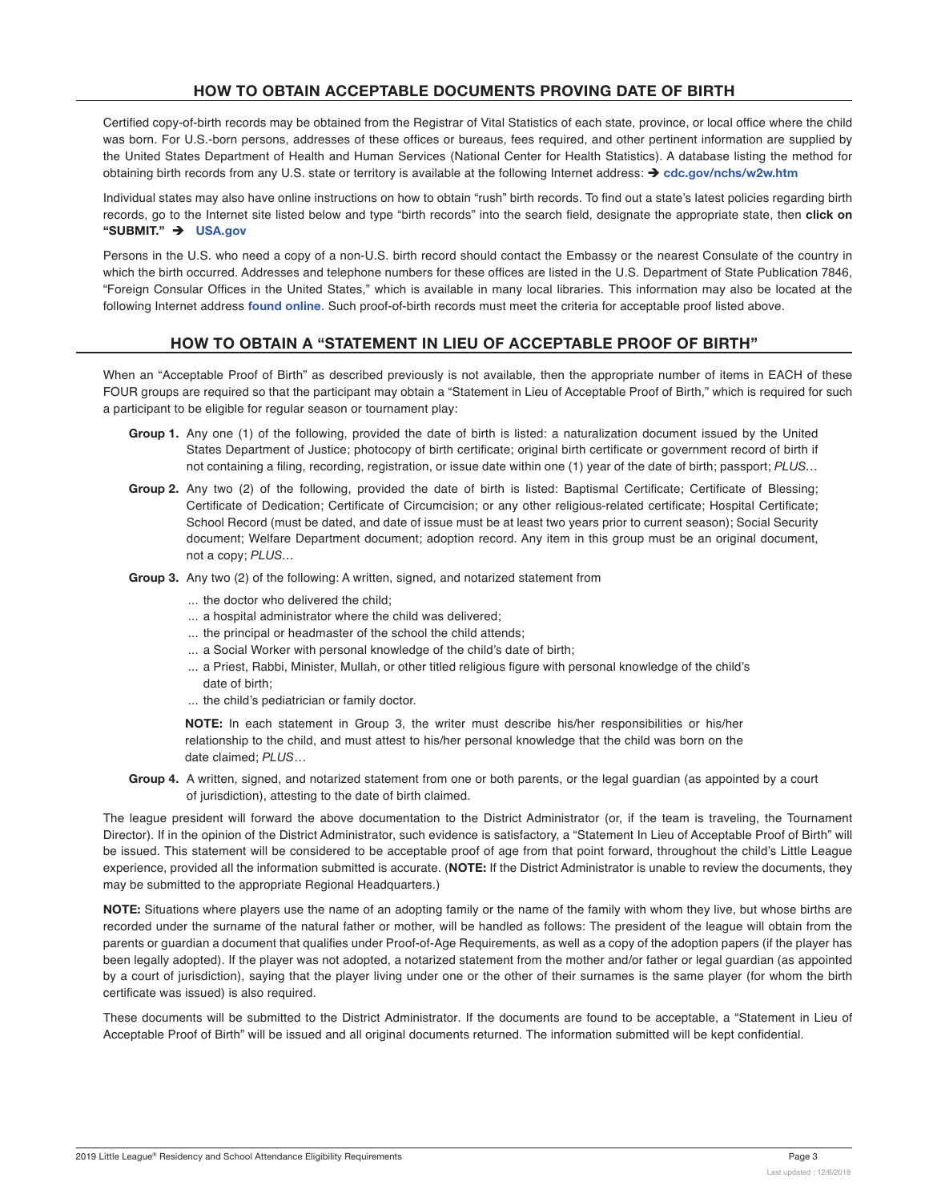## HOW TO OBTAIN ACCEPTABLE DOCUMENTS PROVING DATE OF BIRTH

Certified copy-of-birth records may be obtained from the Registrar of Vital Statistics of each state, province, or local office where the child was born. For U.S.-born persons, addresses of these offices or bureaus, fees required, and other pertinent information are supplied by the United States Department of Health and Human Services (National Center for Health Statistics). A database listing the method for obtaining birth records from any U.S. state or territory is available at the following Internet address: ➔ **cdc.gov/nchs/w2w.htm**

Individual states may also have online instructions on how to obtain "rush" birth records. To find out a state's latest policies regarding birth records, go to the Internet site listed below and type "birth records" into the search field, designate the appropriate state, then **click on "SUBMIT."** ➔ **USA.gov**

Persons in the U.S. who need a copy of a non-U.S. birth record should contact the Embassy or the nearest Consulate of the country in which the birth occurred. Addresses and telephone numbers for these offices are listed in the U.S. Department of State Publication 7846, "Foreign Consular Offices in the United States," which is available in many local libraries. This information may also be located at the following Internet address **found online**. Such proof-of-birth records must meet the criteria for acceptable proof listed above.

## HOW TO OBTAIN A "STATEMENT IN LIEU OF ACCEPTABLE PROOF OF BIRTH"

When an "Acceptable Proof of Birth" as described previously is not available, then the appropriate number of items in EACH of these FOUR groups are required so that the participant may obtain a "Statement in Lieu of Acceptable Proof of Birth," which is required for such a participant to be eligible for regular season or tournament play:

**Group 1.** Any one (1) of the following, provided the date of birth is listed: a naturalization document issued by the United States Department of Justice; photocopy of birth certificate; original birth certificate or government record of birth if not containing a filing, recording, registration, or issue date within one (1) year of the date of birth; passport; *PLUS…*

**Group 2.** Any two (2) of the following, provided the date of birth is listed: Baptismal Certificate; Certificate of Blessing; Certificate of Dedication; Certificate of Circumcision; or any other religious-related certificate; Hospital Certificate; School Record (must be dated, and date of issue must be at least two years prior to current season); Social Security document; Welfare Department document; adoption record. Any item in this group must be an original document, not a copy; *PLUS…*

**Group 3.** Any two (2) of the following: A written, signed, and notarized statement from

... the doctor who delivered the child;
... a hospital administrator where the child was delivered;
... the principal or headmaster of the school the child attends;
... a Social Worker with personal knowledge of the child's date of birth;
... a Priest, Rabbi, Minister, Mullah, or other titled religious figure with personal knowledge of the child's date of birth;
... the child's pediatrician or family doctor.

**NOTE:** In each statement in Group 3, the writer must describe his/her responsibilities or his/her relationship to the child, and must attest to his/her personal knowledge that the child was born on the date claimed; *PLUS…*

**Group 4.** A written, signed, and notarized statement from one or both parents, or the legal guardian (as appointed by a court of jurisdiction), attesting to the date of birth claimed.

The league president will forward the above documentation to the District Administrator (or, if the team is traveling, the Tournament Director). If in the opinion of the District Administrator, such evidence is satisfactory, a "Statement In Lieu of Acceptable Proof of Birth" will be issued. This statement will be considered to be acceptable proof of age from that point forward, throughout the child's Little League experience, provided all the information submitted is accurate. (**NOTE:** If the District Administrator is unable to review the documents, they may be submitted to the appropriate Regional Headquarters.)

**NOTE:** Situations where players use the name of an adopting family or the name of the family with whom they live, but whose births are recorded under the surname of the natural father or mother, will be handled as follows: The president of the league will obtain from the parents or guardian a document that qualifies under Proof-of-Age Requirements, as well as a copy of the adoption papers (if the player has been legally adopted). If the player was not adopted, a notarized statement from the mother and/or father or legal guardian (as appointed by a court of jurisdiction), saying that the player living under one or the other of their surnames is the same player (for whom the birth certificate was issued) is also required.

These documents will be submitted to the District Administrator. If the documents are found to be acceptable, a "Statement in Lieu of Acceptable Proof of Birth" will be issued and all original documents returned. The information submitted will be kept confidential.